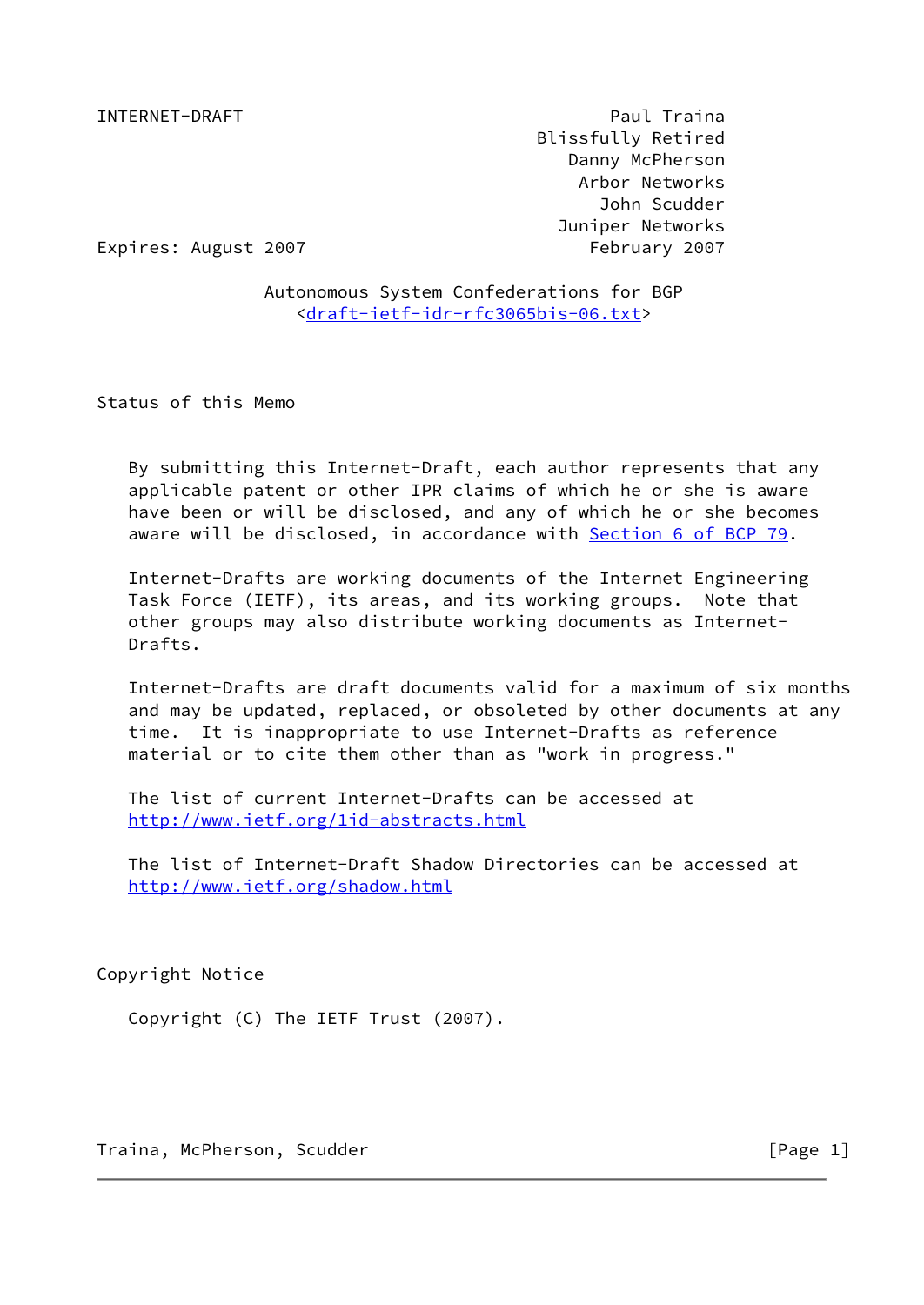INTERNET-DRAFT                                              Paul Traina
                                                       Blissfully Retired
                                                          Danny McPherson
                                                           Arbor Networks
                                                             John Scudder
                                                         Juniper Networks
Expires: August 2007                                        February 2007

# Autonomous System Confederations for BGP

<draft-ietf-idr-rfc3065bis-06.txt>

## Status of this Memo

By submitting this Internet-Draft, each author represents that any applicable patent or other IPR claims of which he or she is aware have been or will be disclosed, and any of which he or she becomes aware will be disclosed, in accordance with Section 6 of BCP 79.

Internet-Drafts are working documents of the Internet Engineering Task Force (IETF), its areas, and its working groups. Note that other groups may also distribute working documents as Internet-Drafts.

Internet-Drafts are draft documents valid for a maximum of six months and may be updated, replaced, or obsoleted by other documents at any time. It is inappropriate to use Internet-Drafts as reference material or to cite them other than as "work in progress."

The list of current Internet-Drafts can be accessed at http://www.ietf.org/1id-abstracts.html

The list of Internet-Draft Shadow Directories can be accessed at http://www.ietf.org/shadow.html

## Copyright Notice

Copyright (C) The IETF Trust (2007).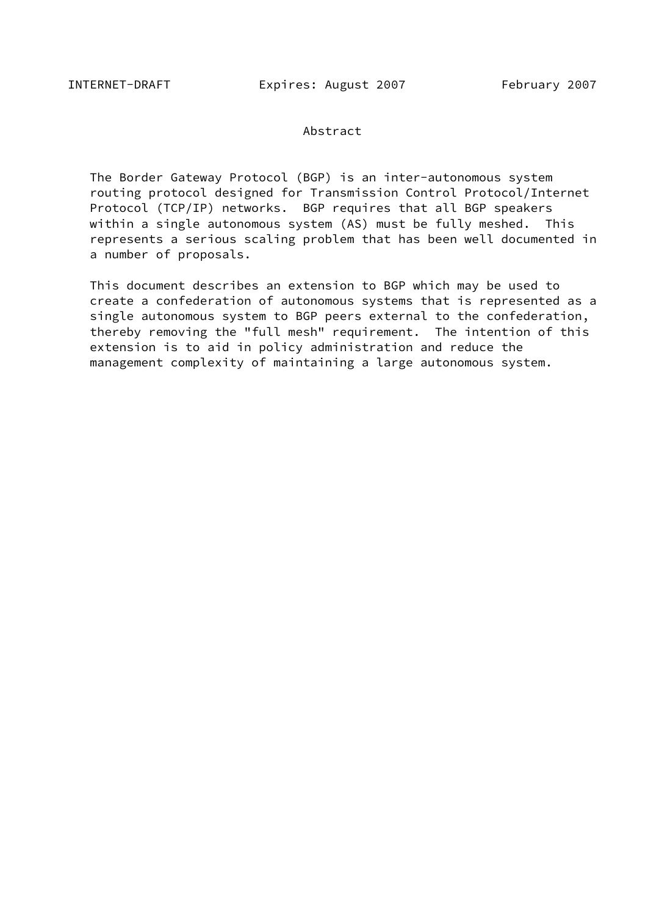## Abstract

The Border Gateway Protocol (BGP) is an inter-autonomous system routing protocol designed for Transmission Control Protocol/Internet Protocol (TCP/IP) networks. BGP requires that all BGP speakers within a single autonomous system (AS) must be fully meshed. This represents a serious scaling problem that has been well documented in a number of proposals.

This document describes an extension to BGP which may be used to create a confederation of autonomous systems that is represented as a single autonomous system to BGP peers external to the confederation, thereby removing the "full mesh" requirement. The intention of this extension is to aid in policy administration and reduce the management complexity of maintaining a large autonomous system.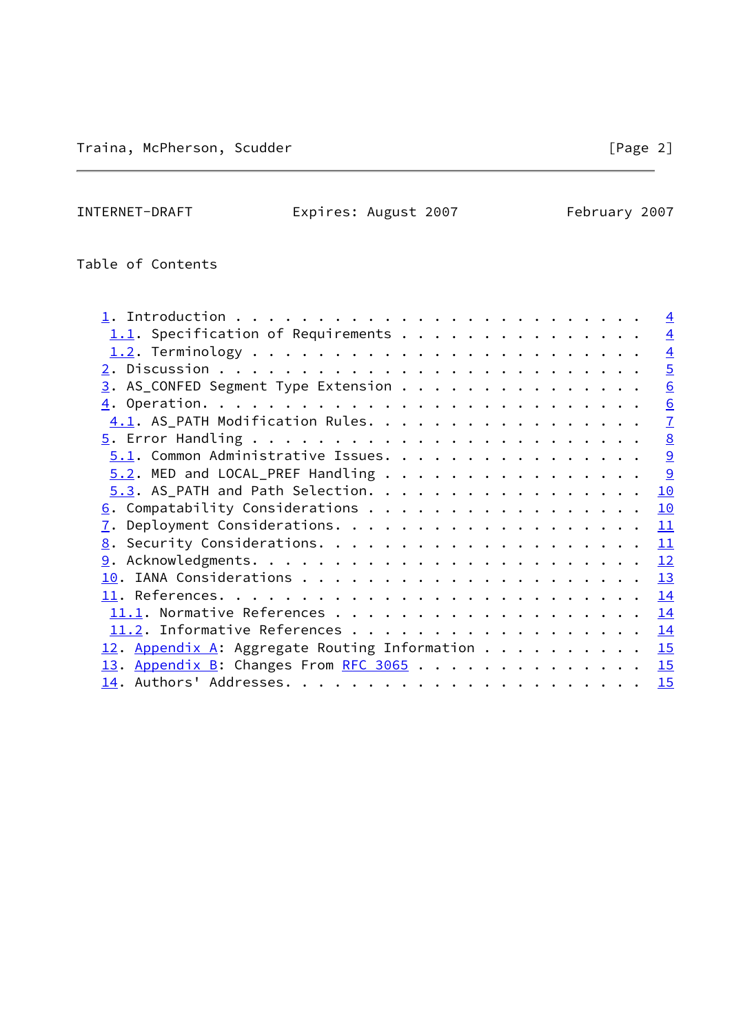Table of Contents

1. Introduction . . . . . . . . . . . . . . . . . . . . . . . . 4
   1.1. Specification of Requirements . . . . . . . . . . . . . . 4
   1.2. Terminology . . . . . . . . . . . . . . . . . . . . . . . 4
2. Discussion . . . . . . . . . . . . . . . . . . . . . . . . . 5
3. AS_CONFED Segment Type Extension . . . . . . . . . . . . . . 6
4. Operation. . . . . . . . . . . . . . . . . . . . . . . . . . 6
   4.1. AS_PATH Modification Rules. . . . . . . . . . . . . . . . 7
5. Error Handling . . . . . . . . . . . . . . . . . . . . . . . 8
   5.1. Common Administrative Issues. . . . . . . . . . . . . . . 9
   5.2. MED and LOCAL_PREF Handling . . . . . . . . . . . . . . . 9
   5.3. AS_PATH and Path Selection. . . . . . . . . . . . . . . . 10
6. Compatability Considerations . . . . . . . . . . . . . . . . 10
7. Deployment Considerations. . . . . . . . . . . . . . . . . . 11
8. Security Considerations. . . . . . . . . . . . . . . . . . . 11
9. Acknowledgments. . . . . . . . . . . . . . . . . . . . . . . 12
10. IANA Considerations . . . . . . . . . . . . . . . . . . . . 13
11. References. . . . . . . . . . . . . . . . . . . . . . . . . 14
   11.1. Normative References . . . . . . . . . . . . . . . . . . 14
   11.2. Informative References . . . . . . . . . . . . . . . . . 14
12. Appendix A: Aggregate Routing Information . . . . . . . . . 15
13. Appendix B: Changes From RFC 3065 . . . . . . . . . . . . . 15
14. Authors' Addresses. . . . . . . . . . . . . . . . . . . . . 15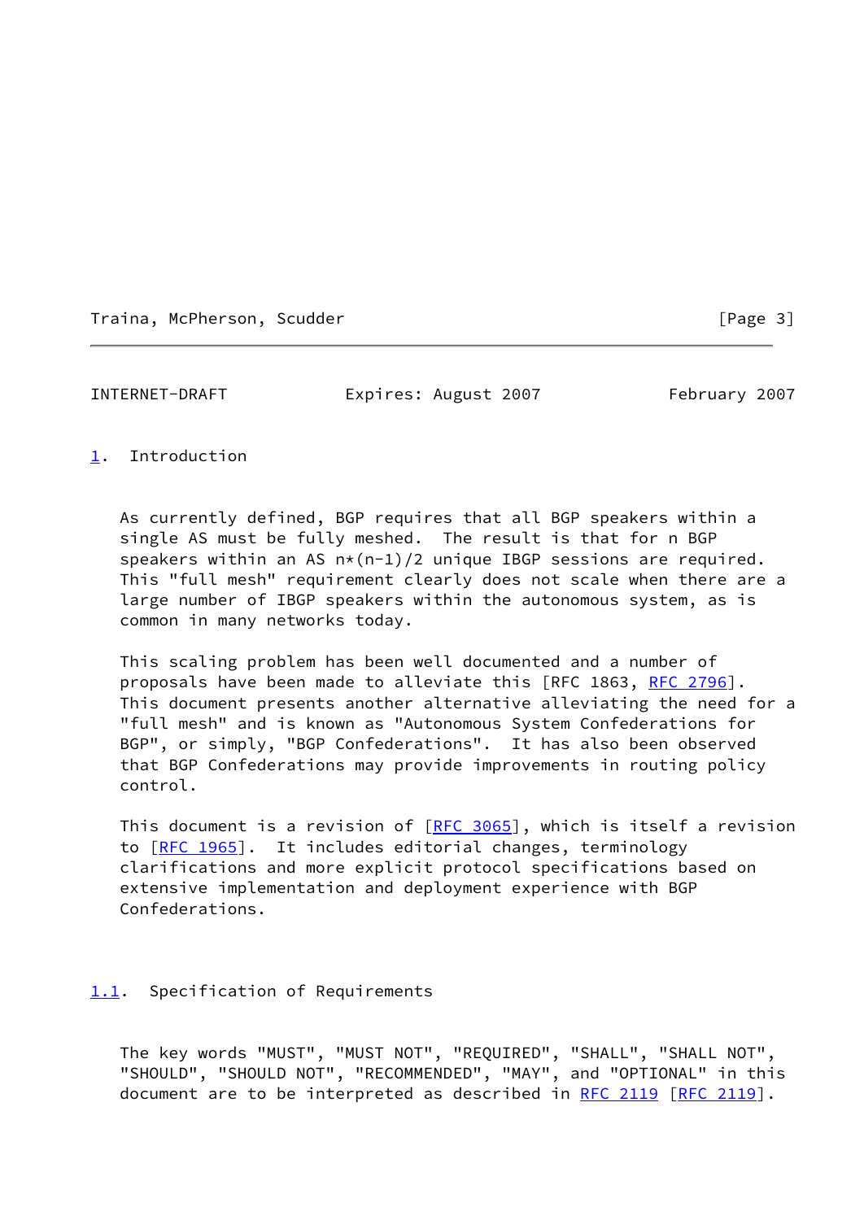## 1. Introduction

As currently defined, BGP requires that all BGP speakers within a single AS must be fully meshed. The result is that for n BGP speakers within an AS $n*(n-1)/2$ unique IBGP sessions are required. This "full mesh" requirement clearly does not scale when there are a large number of IBGP speakers within the autonomous system, as is common in many networks today.

This scaling problem has been well documented and a number of proposals have been made to alleviate this [RFC 1863, RFC 2796]. This document presents another alternative alleviating the need for a "full mesh" and is known as "Autonomous System Confederations for BGP", or simply, "BGP Confederations". It has also been observed that BGP Confederations may provide improvements in routing policy control.

This document is a revision of [RFC 3065], which is itself a revision to [RFC 1965]. It includes editorial changes, terminology clarifications and more explicit protocol specifications based on extensive implementation and deployment experience with BGP Confederations.

### 1.1. Specification of Requirements

The key words "MUST", "MUST NOT", "REQUIRED", "SHALL", "SHALL NOT", "SHOULD", "SHOULD NOT", "RECOMMENDED", "MAY", and "OPTIONAL" in this document are to be interpreted as described in RFC 2119 [RFC 2119].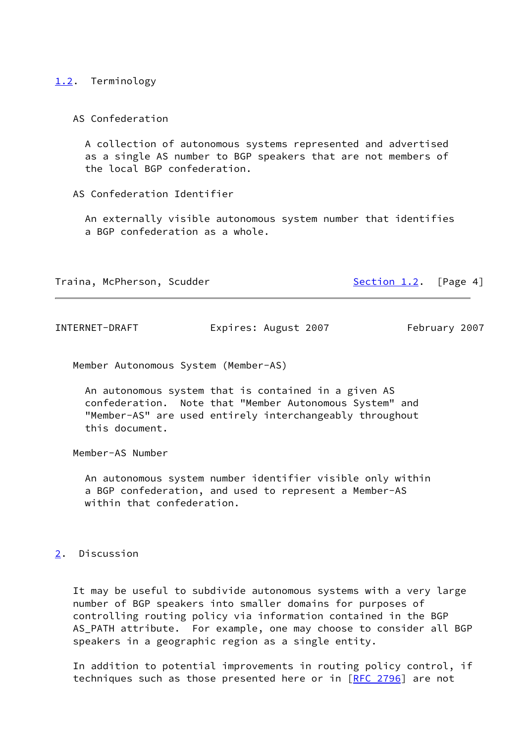## 1.2. Terminology

AS Confederation

A collection of autonomous systems represented and advertised as a single AS number to BGP speakers that are not members of the local BGP confederation.

AS Confederation Identifier

An externally visible autonomous system number that identifies a BGP confederation as a whole.

Member Autonomous System (Member-AS)

An autonomous system that is contained in a given AS confederation. Note that "Member Autonomous System" and "Member-AS" are used entirely interchangeably throughout this document.

Member-AS Number

An autonomous system number identifier visible only within a BGP confederation, and used to represent a Member-AS within that confederation.

# 2. Discussion

It may be useful to subdivide autonomous systems with a very large number of BGP speakers into smaller domains for purposes of controlling routing policy via information contained in the BGP AS_PATH attribute. For example, one may choose to consider all BGP speakers in a geographic region as a single entity.

In addition to potential improvements in routing policy control, if techniques such as those presented here or in [RFC 2796] are not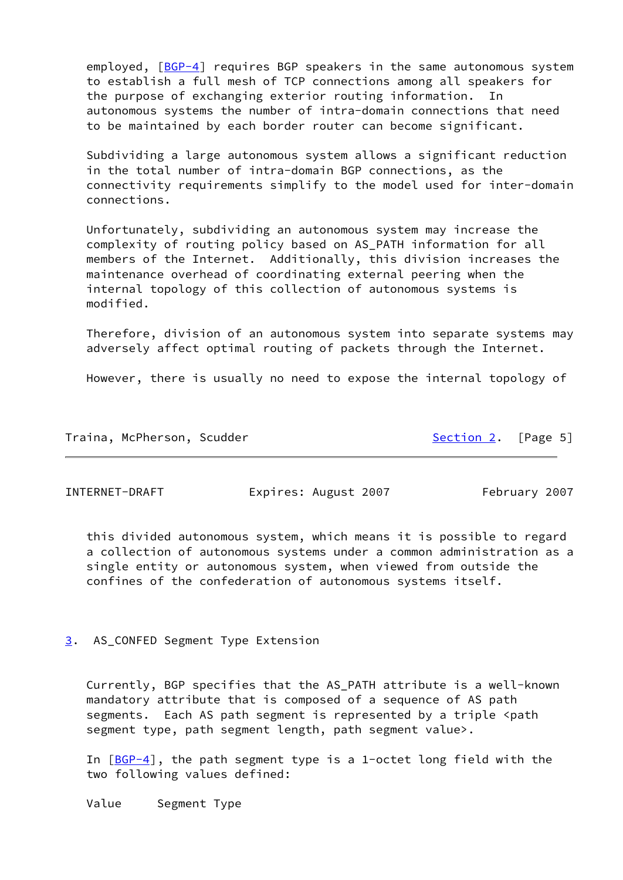employed, [BGP-4] requires BGP speakers in the same autonomous system to establish a full mesh of TCP connections among all speakers for the purpose of exchanging exterior routing information. In autonomous systems the number of intra-domain connections that need to be maintained by each border router can become significant.

Subdividing a large autonomous system allows a significant reduction in the total number of intra-domain BGP connections, as the connectivity requirements simplify to the model used for inter-domain connections.

Unfortunately, subdividing an autonomous system may increase the complexity of routing policy based on AS_PATH information for all members of the Internet. Additionally, this division increases the maintenance overhead of coordinating external peering when the internal topology of this collection of autonomous systems is modified.

Therefore, division of an autonomous system into separate systems may adversely affect optimal routing of packets through the Internet.

However, there is usually no need to expose the internal topology of this divided autonomous system, which means it is possible to regard a collection of autonomous systems under a common administration as a single entity or autonomous system, when viewed from outside the confines of the confederation of autonomous systems itself.

## 3. AS_CONFED Segment Type Extension

Currently, BGP specifies that the AS_PATH attribute is a well-known mandatory attribute that is composed of a sequence of AS path segments. Each AS path segment is represented by a triple <path segment type, path segment length, path segment value>.

In [BGP-4], the path segment type is a 1-octet long field with the two following values defined:

Value      Segment Type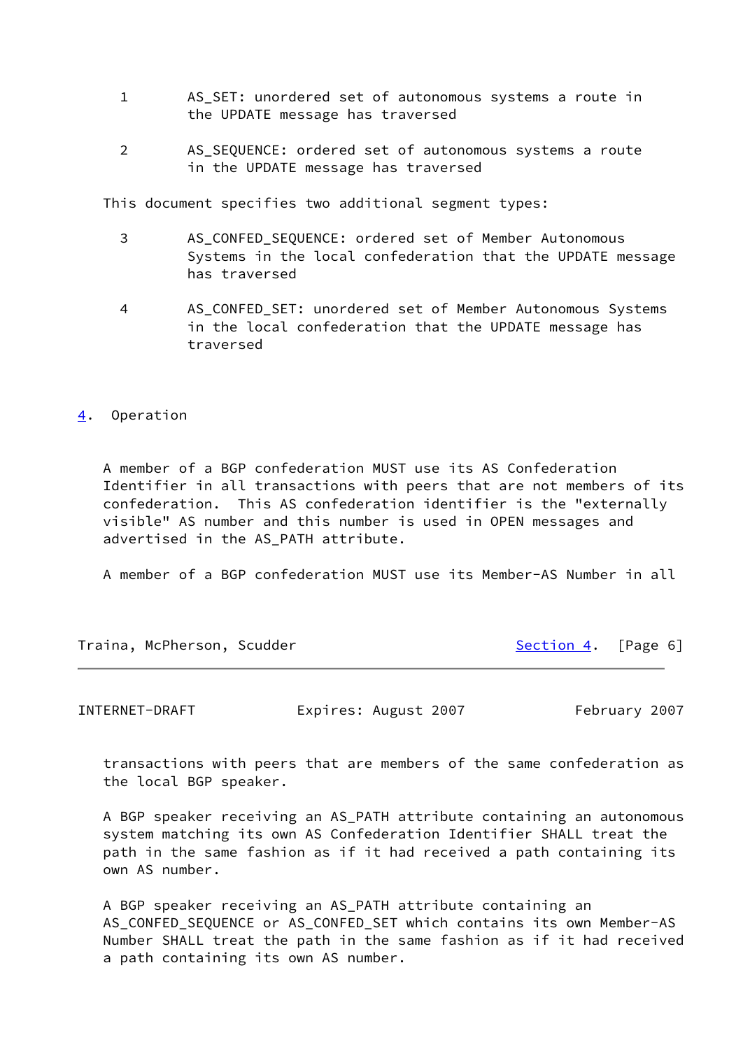1 AS_SET: unordered set of autonomous systems a route in the UPDATE message has traversed

2 AS_SEQUENCE: ordered set of autonomous systems a route in the UPDATE message has traversed

This document specifies two additional segment types:

3 AS_CONFED_SEQUENCE: ordered set of Member Autonomous Systems in the local confederation that the UPDATE message has traversed

4 AS_CONFED_SET: unordered set of Member Autonomous Systems in the local confederation that the UPDATE message has traversed

## 4. Operation

A member of a BGP confederation MUST use its AS Confederation Identifier in all transactions with peers that are not members of its confederation. This AS confederation identifier is the "externally visible" AS number and this number is used in OPEN messages and advertised in the AS_PATH attribute.

A member of a BGP confederation MUST use its Member-AS Number in all transactions with peers that are members of the same confederation as the local BGP speaker.

A BGP speaker receiving an AS_PATH attribute containing an autonomous system matching its own AS Confederation Identifier SHALL treat the path in the same fashion as if it had received a path containing its own AS number.

A BGP speaker receiving an AS_PATH attribute containing an AS_CONFED_SEQUENCE or AS_CONFED_SET which contains its own Member-AS Number SHALL treat the path in the same fashion as if it had received a path containing its own AS number.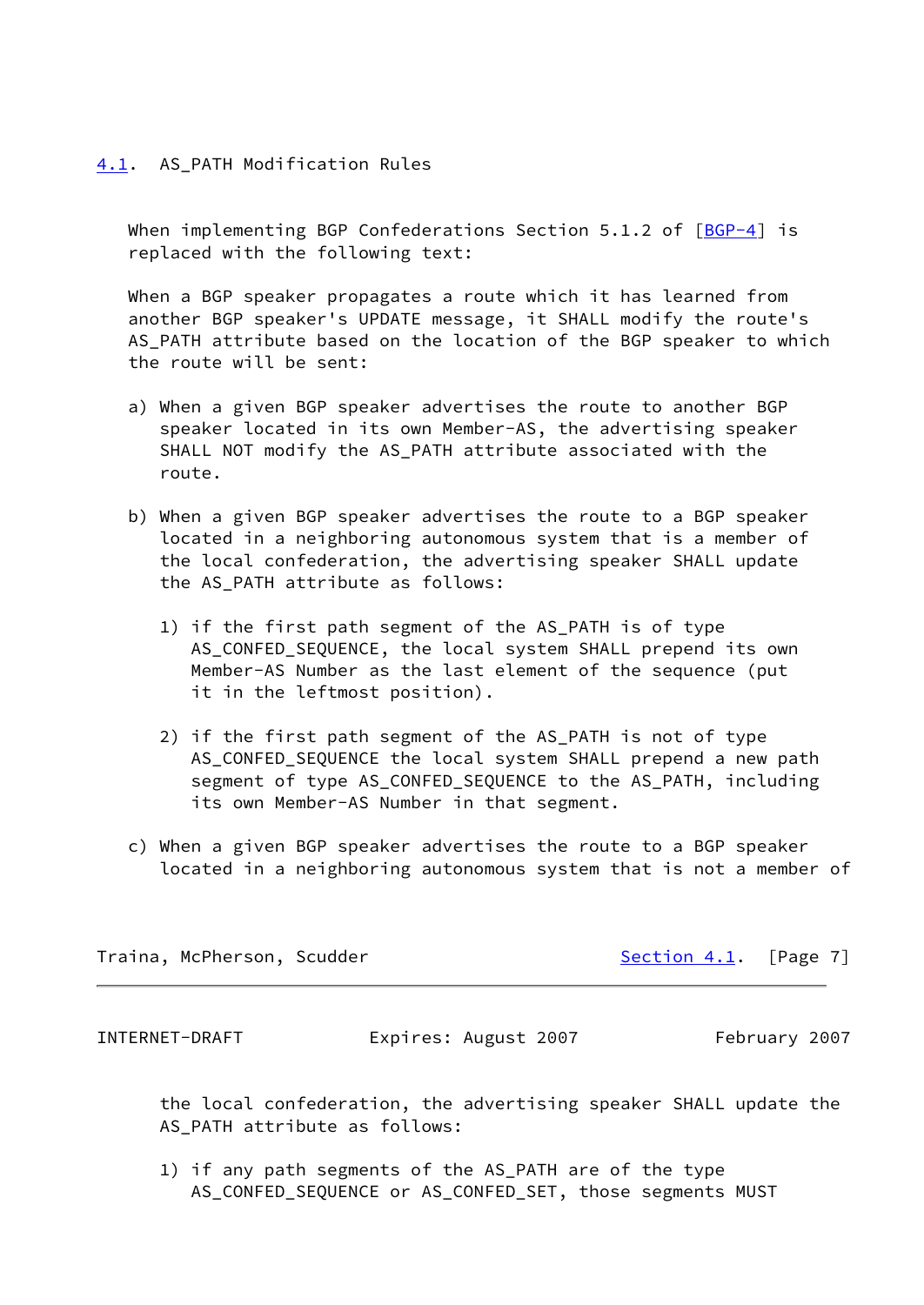## 4.1. AS_PATH Modification Rules

When implementing BGP Confederations Section 5.1.2 of [BGP-4] is replaced with the following text:

When a BGP speaker propagates a route which it has learned from another BGP speaker's UPDATE message, it SHALL modify the route's AS_PATH attribute based on the location of the BGP speaker to which the route will be sent:

a) When a given BGP speaker advertises the route to another BGP speaker located in its own Member-AS, the advertising speaker SHALL NOT modify the AS_PATH attribute associated with the route.

b) When a given BGP speaker advertises the route to a BGP speaker located in a neighboring autonomous system that is a member of the local confederation, the advertising speaker SHALL update the AS_PATH attribute as follows:

   1) if the first path segment of the AS_PATH is of type AS_CONFED_SEQUENCE, the local system SHALL prepend its own Member-AS Number as the last element of the sequence (put it in the leftmost position).

   2) if the first path segment of the AS_PATH is not of type AS_CONFED_SEQUENCE the local system SHALL prepend a new path segment of type AS_CONFED_SEQUENCE to the AS_PATH, including its own Member-AS Number in that segment.

c) When a given BGP speaker advertises the route to a BGP speaker located in a neighboring autonomous system that is not a member of the local confederation, the advertising speaker SHALL update the AS_PATH attribute as follows:

   1) if any path segments of the AS_PATH are of the type AS_CONFED_SEQUENCE or AS_CONFED_SET, those segments MUST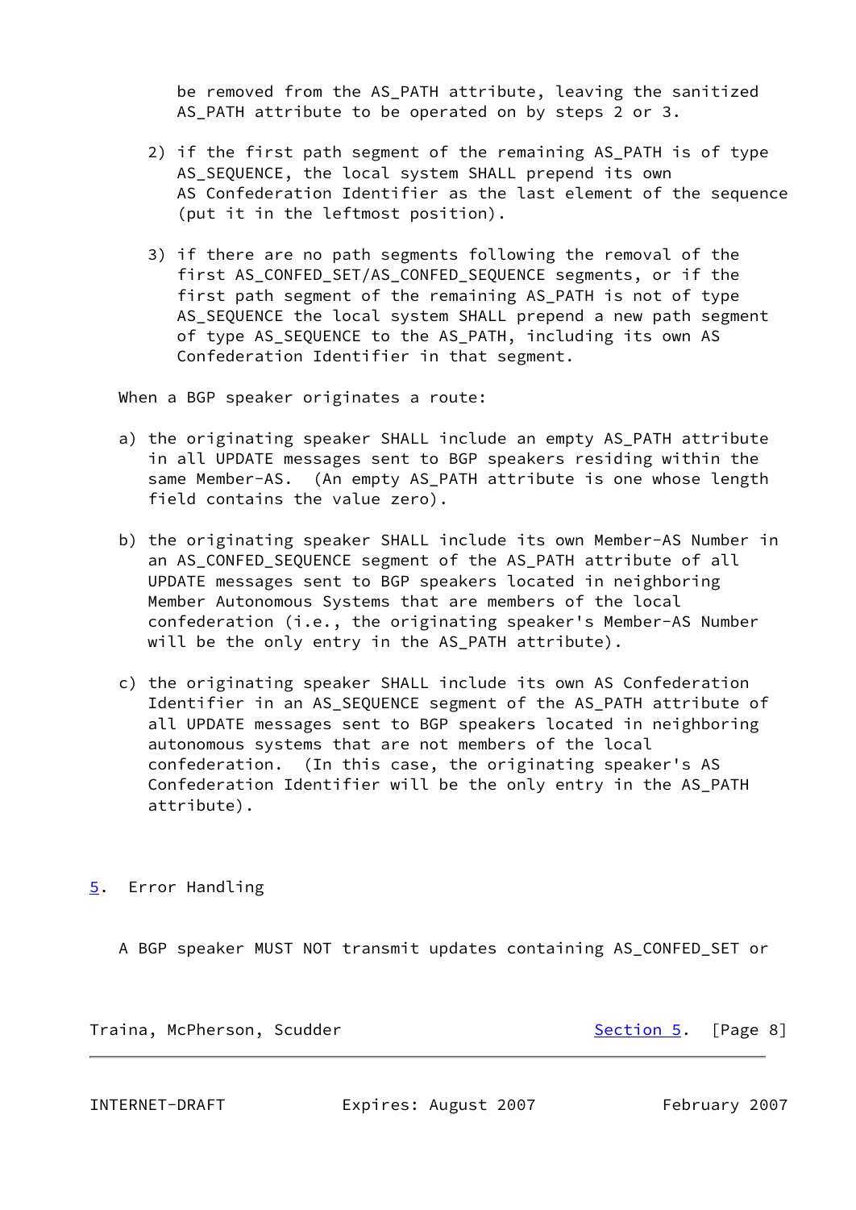be removed from the AS_PATH attribute, leaving the sanitized AS_PATH attribute to be operated on by steps 2 or 3.

2) if the first path segment of the remaining AS_PATH is of type AS_SEQUENCE, the local system SHALL prepend its own AS Confederation Identifier as the last element of the sequence (put it in the leftmost position).

3) if there are no path segments following the removal of the first AS_CONFED_SET/AS_CONFED_SEQUENCE segments, or if the first path segment of the remaining AS_PATH is not of type AS_SEQUENCE the local system SHALL prepend a new path segment of type AS_SEQUENCE to the AS_PATH, including its own AS Confederation Identifier in that segment.

When a BGP speaker originates a route:

a) the originating speaker SHALL include an empty AS_PATH attribute in all UPDATE messages sent to BGP speakers residing within the same Member-AS. (An empty AS_PATH attribute is one whose length field contains the value zero).

b) the originating speaker SHALL include its own Member-AS Number in an AS_CONFED_SEQUENCE segment of the AS_PATH attribute of all UPDATE messages sent to BGP speakers located in neighboring Member Autonomous Systems that are members of the local confederation (i.e., the originating speaker's Member-AS Number will be the only entry in the AS_PATH attribute).

c) the originating speaker SHALL include its own AS Confederation Identifier in an AS_SEQUENCE segment of the AS_PATH attribute of all UPDATE messages sent to BGP speakers located in neighboring autonomous systems that are not members of the local confederation. (In this case, the originating speaker's AS Confederation Identifier will be the only entry in the AS_PATH attribute).

## 5. Error Handling

A BGP speaker MUST NOT transmit updates containing AS_CONFED_SET or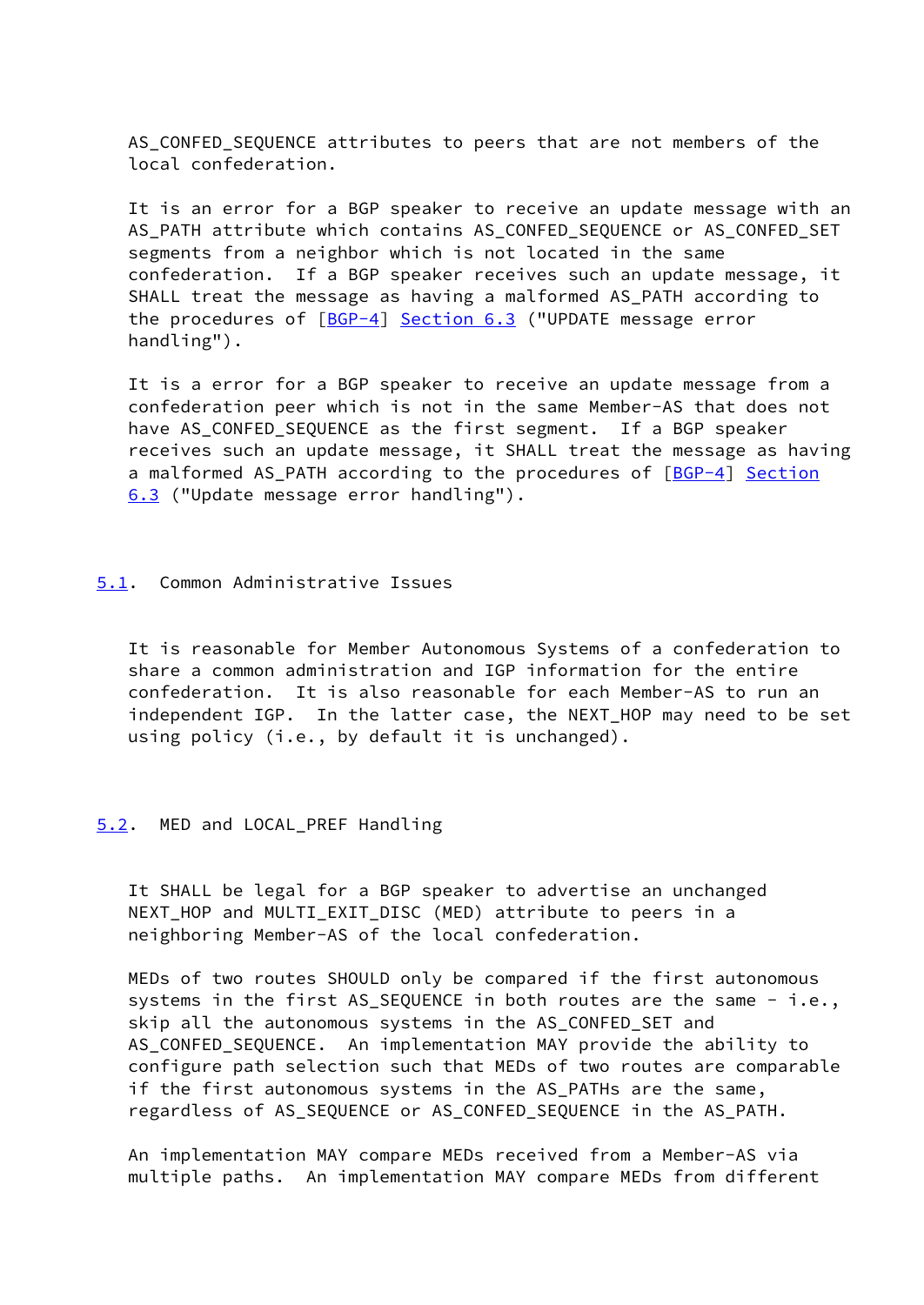AS_CONFED_SEQUENCE attributes to peers that are not members of the local confederation.

It is an error for a BGP speaker to receive an update message with an AS_PATH attribute which contains AS_CONFED_SEQUENCE or AS_CONFED_SET segments from a neighbor which is not located in the same confederation. If a BGP speaker receives such an update message, it SHALL treat the message as having a malformed AS_PATH according to the procedures of [BGP-4] Section 6.3 ("UPDATE message error handling").

It is a error for a BGP speaker to receive an update message from a confederation peer which is not in the same Member-AS that does not have AS_CONFED_SEQUENCE as the first segment. If a BGP speaker receives such an update message, it SHALL treat the message as having a malformed AS_PATH according to the procedures of [BGP-4] Section 6.3 ("Update message error handling").

## 5.1. Common Administrative Issues

It is reasonable for Member Autonomous Systems of a confederation to share a common administration and IGP information for the entire confederation. It is also reasonable for each Member-AS to run an independent IGP. In the latter case, the NEXT_HOP may need to be set using policy (i.e., by default it is unchanged).

## 5.2. MED and LOCAL_PREF Handling

It SHALL be legal for a BGP speaker to advertise an unchanged NEXT_HOP and MULTI_EXIT_DISC (MED) attribute to peers in a neighboring Member-AS of the local confederation.

MEDs of two routes SHOULD only be compared if the first autonomous systems in the first AS_SEQUENCE in both routes are the same - i.e., skip all the autonomous systems in the AS_CONFED_SET and AS_CONFED_SEQUENCE. An implementation MAY provide the ability to configure path selection such that MEDs of two routes are comparable if the first autonomous systems in the AS_PATHs are the same, regardless of AS_SEQUENCE or AS_CONFED_SEQUENCE in the AS_PATH.

An implementation MAY compare MEDs received from a Member-AS via multiple paths. An implementation MAY compare MEDs from different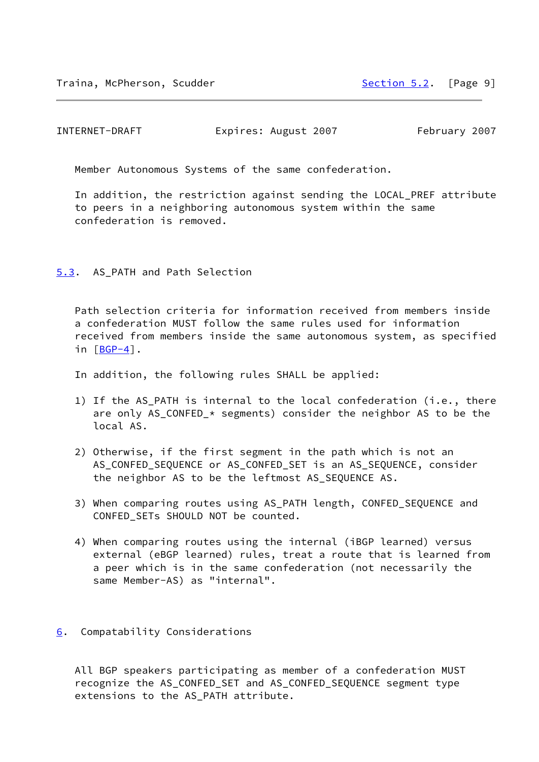Member Autonomous Systems of the same confederation.

In addition, the restriction against sending the LOCAL_PREF attribute to peers in a neighboring autonomous system within the same confederation is removed.

## 5.3. AS_PATH and Path Selection

Path selection criteria for information received from members inside a confederation MUST follow the same rules used for information received from members inside the same autonomous system, as specified in [BGP-4].

In addition, the following rules SHALL be applied:

1) If the AS_PATH is internal to the local confederation (i.e., there are only AS_CONFED_* segments) consider the neighbor AS to be the local AS.

2) Otherwise, if the first segment in the path which is not an AS_CONFED_SEQUENCE or AS_CONFED_SET is an AS_SEQUENCE, consider the neighbor AS to be the leftmost AS_SEQUENCE AS.

3) When comparing routes using AS_PATH length, CONFED_SEQUENCE and CONFED_SETs SHOULD NOT be counted.

4) When comparing routes using the internal (iBGP learned) versus external (eBGP learned) rules, treat a route that is learned from a peer which is in the same confederation (not necessarily the same Member-AS) as "internal".

# 6. Compatability Considerations

All BGP speakers participating as member of a confederation MUST recognize the AS_CONFED_SET and AS_CONFED_SEQUENCE segment type extensions to the AS_PATH attribute.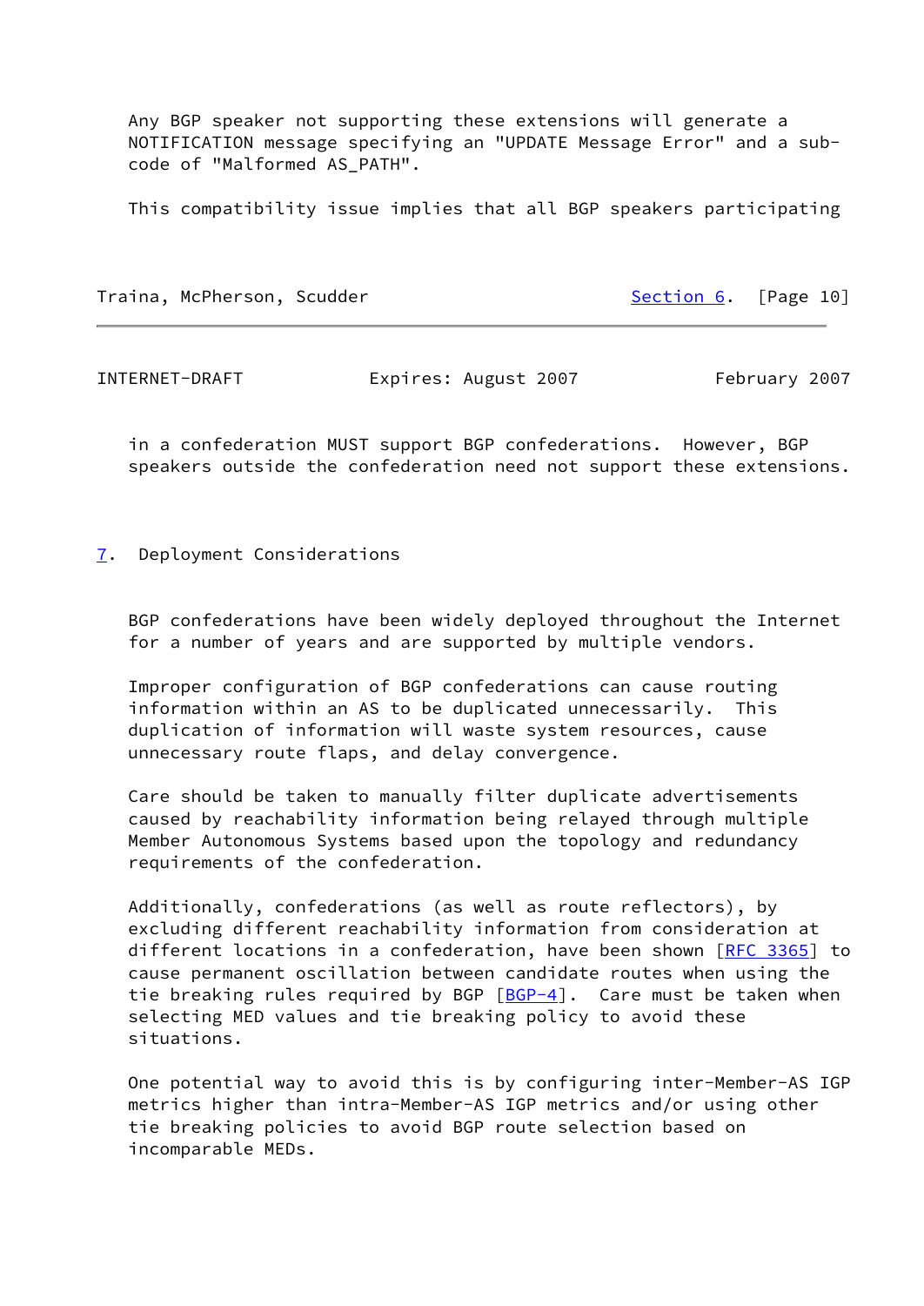Any BGP speaker not supporting these extensions will generate a NOTIFICATION message specifying an "UPDATE Message Error" and a sub-code of "Malformed AS_PATH".

This compatibility issue implies that all BGP speakers participating in a confederation MUST support BGP confederations. However, BGP speakers outside the confederation need not support these extensions.

## 7. Deployment Considerations

BGP confederations have been widely deployed throughout the Internet for a number of years and are supported by multiple vendors.

Improper configuration of BGP confederations can cause routing information within an AS to be duplicated unnecessarily. This duplication of information will waste system resources, cause unnecessary route flaps, and delay convergence.

Care should be taken to manually filter duplicate advertisements caused by reachability information being relayed through multiple Member Autonomous Systems based upon the topology and redundancy requirements of the confederation.

Additionally, confederations (as well as route reflectors), by excluding different reachability information from consideration at different locations in a confederation, have been shown [RFC 3365] to cause permanent oscillation between candidate routes when using the tie breaking rules required by BGP [BGP-4]. Care must be taken when selecting MED values and tie breaking policy to avoid these situations.

One potential way to avoid this is by configuring inter-Member-AS IGP metrics higher than intra-Member-AS IGP metrics and/or using other tie breaking policies to avoid BGP route selection based on incomparable MEDs.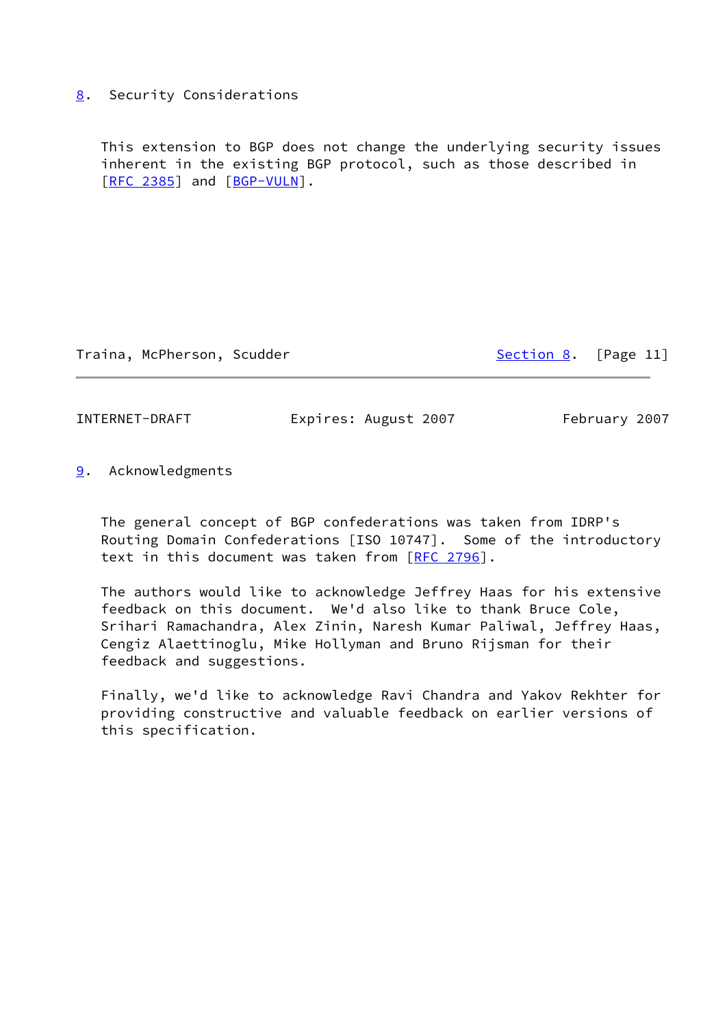## 8. Security Considerations

This extension to BGP does not change the underlying security issues inherent in the existing BGP protocol, such as those described in [RFC 2385] and [BGP-VULN].

## 9. Acknowledgments

The general concept of BGP confederations was taken from IDRP's Routing Domain Confederations [ISO 10747]. Some of the introductory text in this document was taken from [RFC 2796].

The authors would like to acknowledge Jeffrey Haas for his extensive feedback on this document. We'd also like to thank Bruce Cole, Srihari Ramachandra, Alex Zinin, Naresh Kumar Paliwal, Jeffrey Haas, Cengiz Alaettinoglu, Mike Hollyman and Bruno Rijsman for their feedback and suggestions.

Finally, we'd like to acknowledge Ravi Chandra and Yakov Rekhter for providing constructive and valuable feedback on earlier versions of this specification.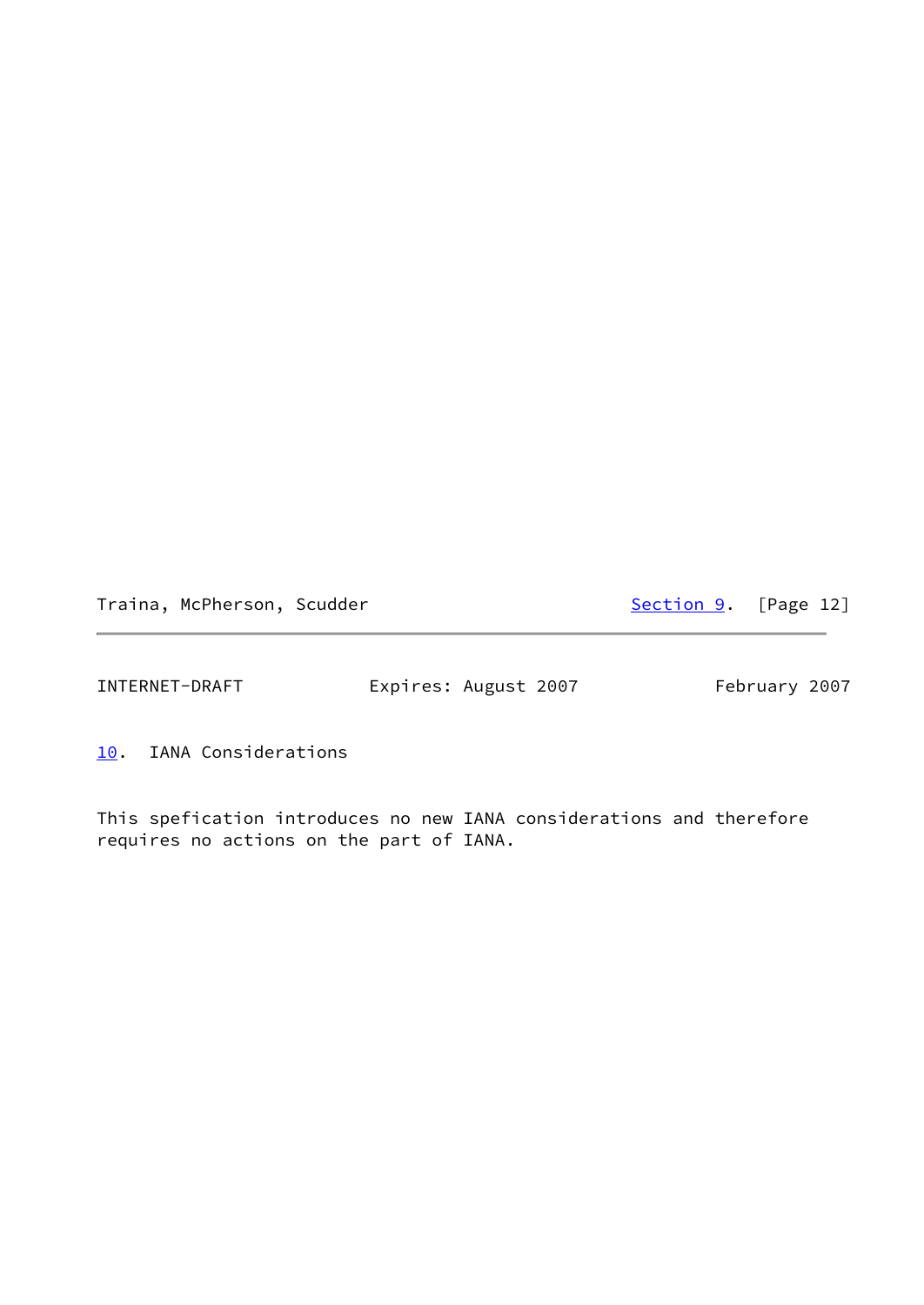## 10. IANA Considerations

This spefication introduces no new IANA considerations and therefore requires no actions on the part of IANA.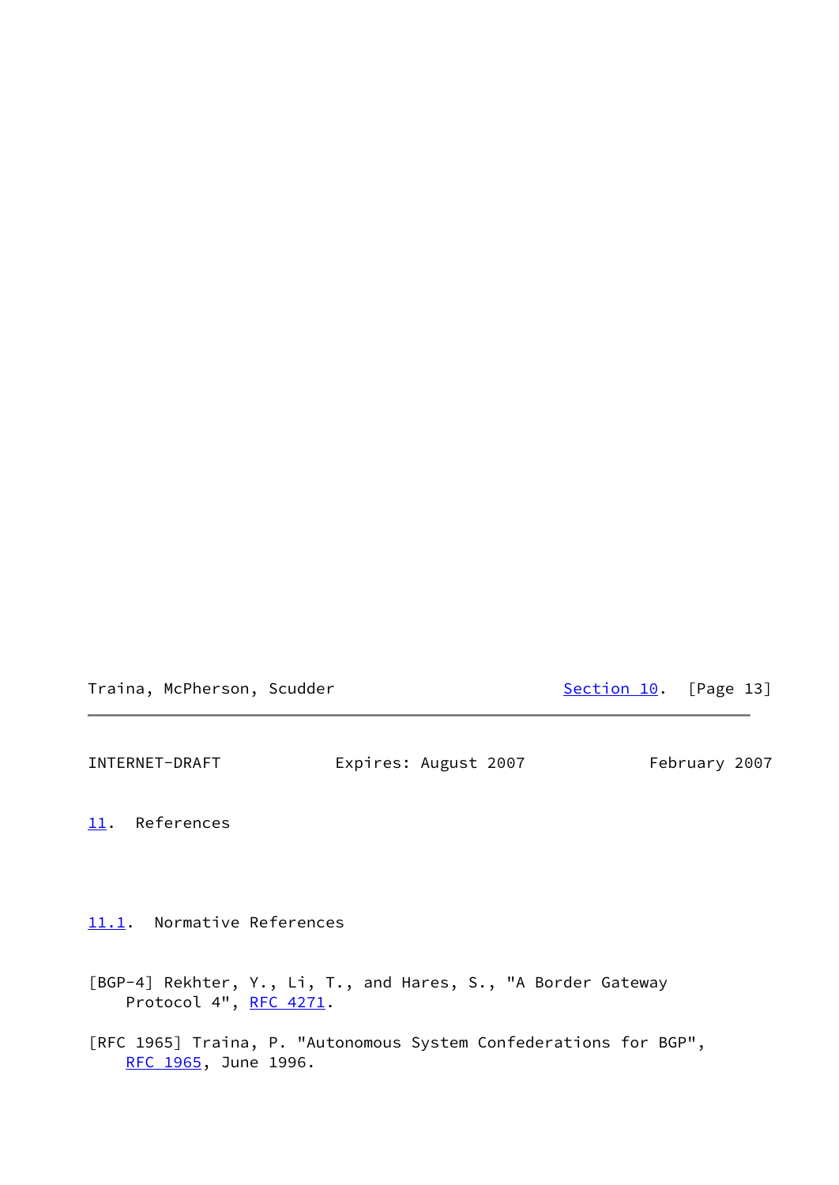## 11. References

### 11.1. Normative References

[BGP-4] Rekhter, Y., Li, T., and Hares, S., "A Border Gateway Protocol 4", RFC 4271.

[RFC 1965] Traina, P. "Autonomous System Confederations for BGP", RFC 1965, June 1996.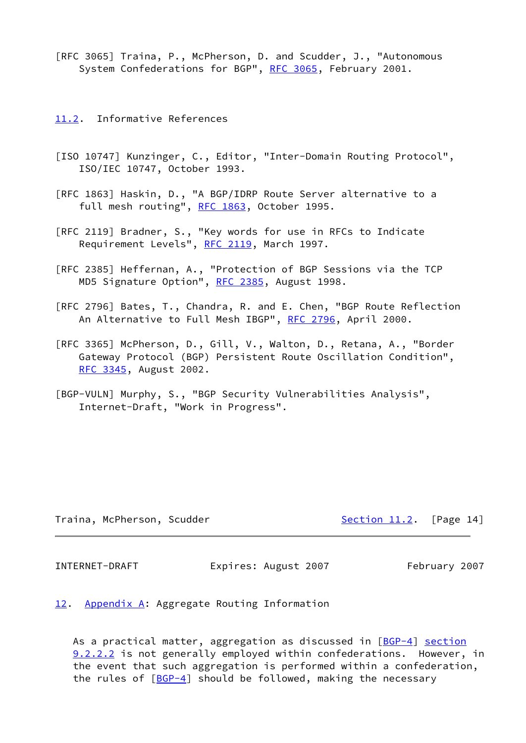[RFC 3065] Traina, P., McPherson, D. and Scudder, J., "Autonomous System Confederations for BGP", RFC 3065, February 2001.

## 11.2. Informative References

[ISO 10747] Kunzinger, C., Editor, "Inter-Domain Routing Protocol", ISO/IEC 10747, October 1993.

[RFC 1863] Haskin, D., "A BGP/IDRP Route Server alternative to a full mesh routing", RFC 1863, October 1995.

[RFC 2119] Bradner, S., "Key words for use in RFCs to Indicate Requirement Levels", RFC 2119, March 1997.

[RFC 2385] Heffernan, A., "Protection of BGP Sessions via the TCP MD5 Signature Option", RFC 2385, August 1998.

[RFC 2796] Bates, T., Chandra, R. and E. Chen, "BGP Route Reflection An Alternative to Full Mesh IBGP", RFC 2796, April 2000.

[RFC 3365] McPherson, D., Gill, V., Walton, D., Retana, A., "Border Gateway Protocol (BGP) Persistent Route Oscillation Condition", RFC 3345, August 2002.

[BGP-VULN] Murphy, S., "BGP Security Vulnerabilities Analysis", Internet-Draft, "Work in Progress".

## 12. Appendix A: Aggregate Routing Information

As a practical matter, aggregation as discussed in [BGP-4] section 9.2.2.2 is not generally employed within confederations. However, in the event that such aggregation is performed within a confederation, the rules of [BGP-4] should be followed, making the necessary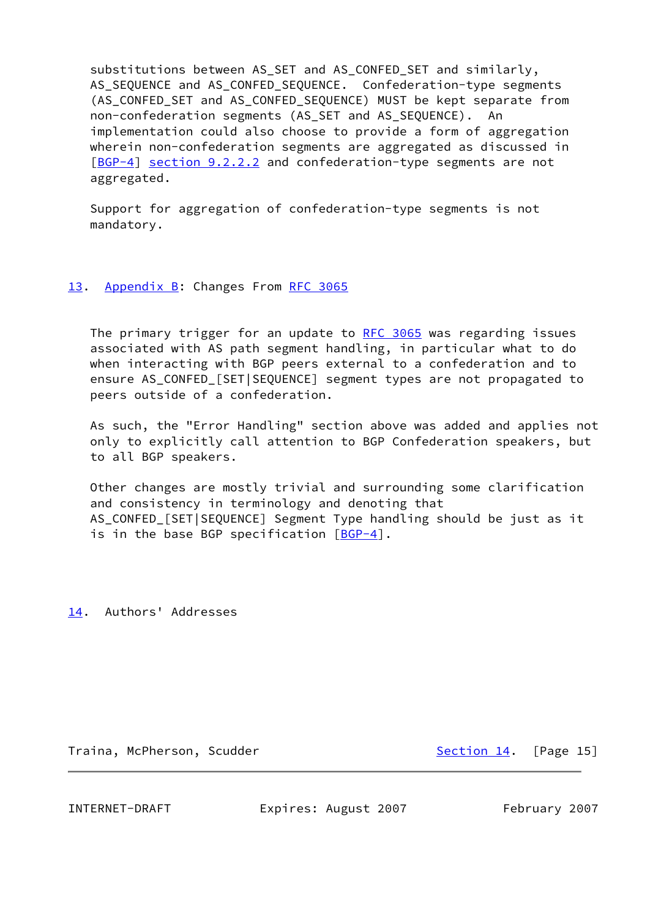substitutions between AS_SET and AS_CONFED_SET and similarly, AS_SEQUENCE and AS_CONFED_SEQUENCE. Confederation-type segments (AS_CONFED_SET and AS_CONFED_SEQUENCE) MUST be kept separate from non-confederation segments (AS_SET and AS_SEQUENCE). An implementation could also choose to provide a form of aggregation wherein non-confederation segments are aggregated as discussed in [BGP-4] section 9.2.2.2 and confederation-type segments are not aggregated.

Support for aggregation of confederation-type segments is not mandatory.

## 13. Appendix B: Changes From RFC 3065

The primary trigger for an update to RFC 3065 was regarding issues associated with AS path segment handling, in particular what to do when interacting with BGP peers external to a confederation and to ensure AS_CONFED_[SET|SEQUENCE] segment types are not propagated to peers outside of a confederation.

As such, the "Error Handling" section above was added and applies not only to explicitly call attention to BGP Confederation speakers, but to all BGP speakers.

Other changes are mostly trivial and surrounding some clarification and consistency in terminology and denoting that AS_CONFED_[SET|SEQUENCE] Segment Type handling should be just as it is in the base BGP specification [BGP-4].

## 14. Authors' Addresses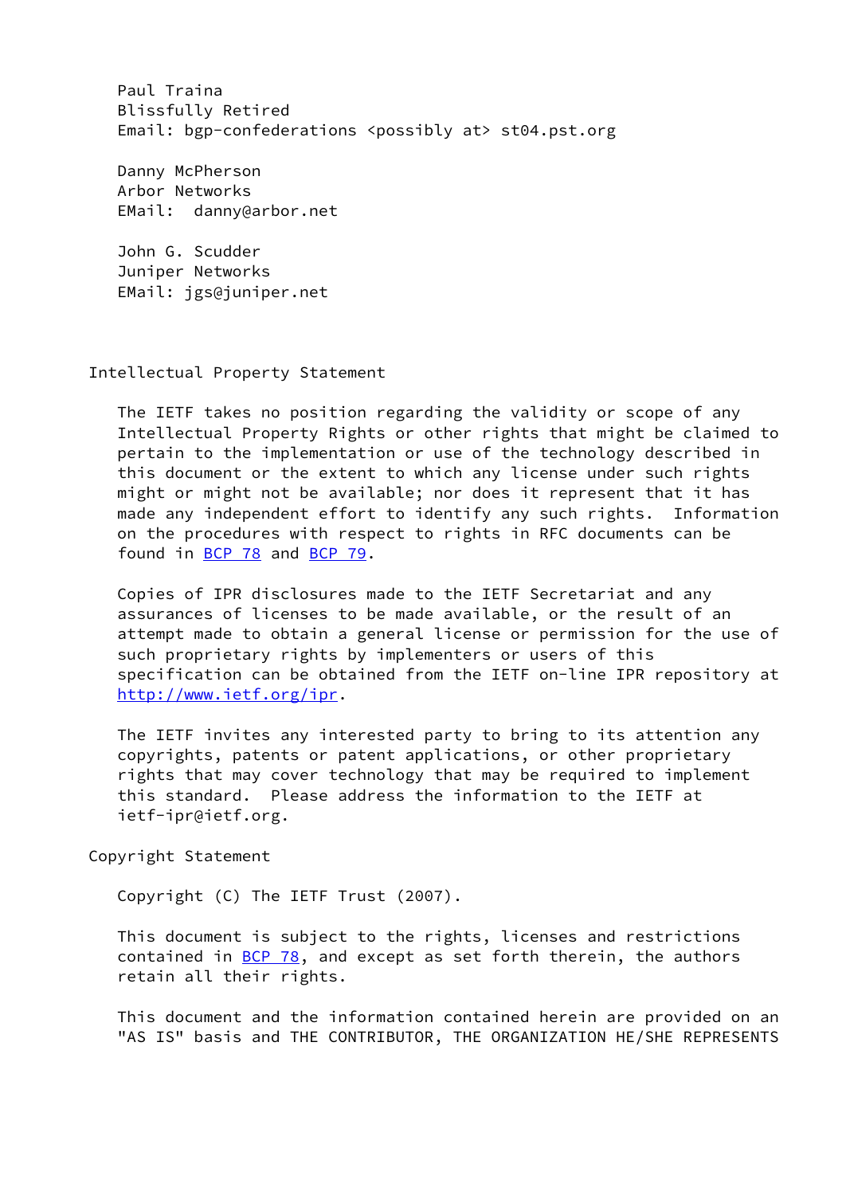Paul Traina
Blissfully Retired
Email: bgp-confederations <possibly at> st04.pst.org

Danny McPherson
Arbor Networks
EMail: danny@arbor.net

John G. Scudder
Juniper Networks
EMail: jgs@juniper.net

## Intellectual Property Statement

The IETF takes no position regarding the validity or scope of any Intellectual Property Rights or other rights that might be claimed to pertain to the implementation or use of the technology described in this document or the extent to which any license under such rights might or might not be available; nor does it represent that it has made any independent effort to identify any such rights. Information on the procedures with respect to rights in RFC documents can be found in BCP 78 and BCP 79.

Copies of IPR disclosures made to the IETF Secretariat and any assurances of licenses to be made available, or the result of an attempt made to obtain a general license or permission for the use of such proprietary rights by implementers or users of this specification can be obtained from the IETF on-line IPR repository at http://www.ietf.org/ipr.

The IETF invites any interested party to bring to its attention any copyrights, patents or patent applications, or other proprietary rights that may cover technology that may be required to implement this standard. Please address the information to the IETF at ietf-ipr@ietf.org.

## Copyright Statement

Copyright (C) The IETF Trust (2007).

This document is subject to the rights, licenses and restrictions contained in BCP 78, and except as set forth therein, the authors retain all their rights.

This document and the information contained herein are provided on an "AS IS" basis and THE CONTRIBUTOR, THE ORGANIZATION HE/SHE REPRESENTS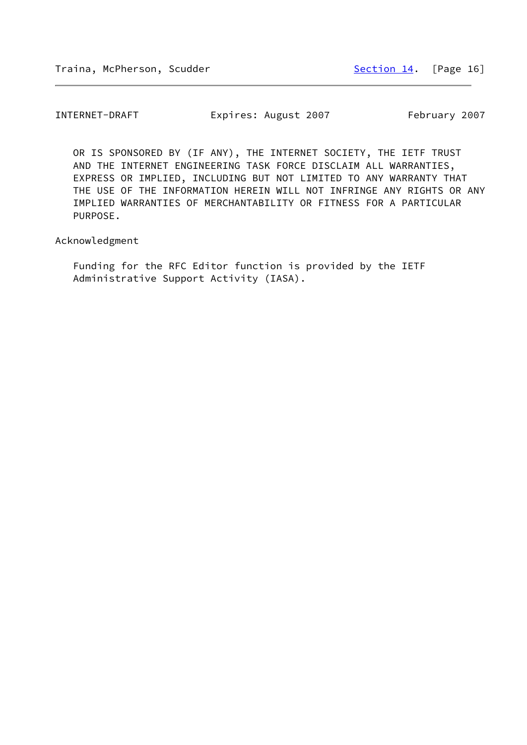OR IS SPONSORED BY (IF ANY), THE INTERNET SOCIETY, THE IETF TRUST AND THE INTERNET ENGINEERING TASK FORCE DISCLAIM ALL WARRANTIES, EXPRESS OR IMPLIED, INCLUDING BUT NOT LIMITED TO ANY WARRANTY THAT THE USE OF THE INFORMATION HEREIN WILL NOT INFRINGE ANY RIGHTS OR ANY IMPLIED WARRANTIES OF MERCHANTABILITY OR FITNESS FOR A PARTICULAR PURPOSE.

## Acknowledgment

Funding for the RFC Editor function is provided by the IETF Administrative Support Activity (IASA).